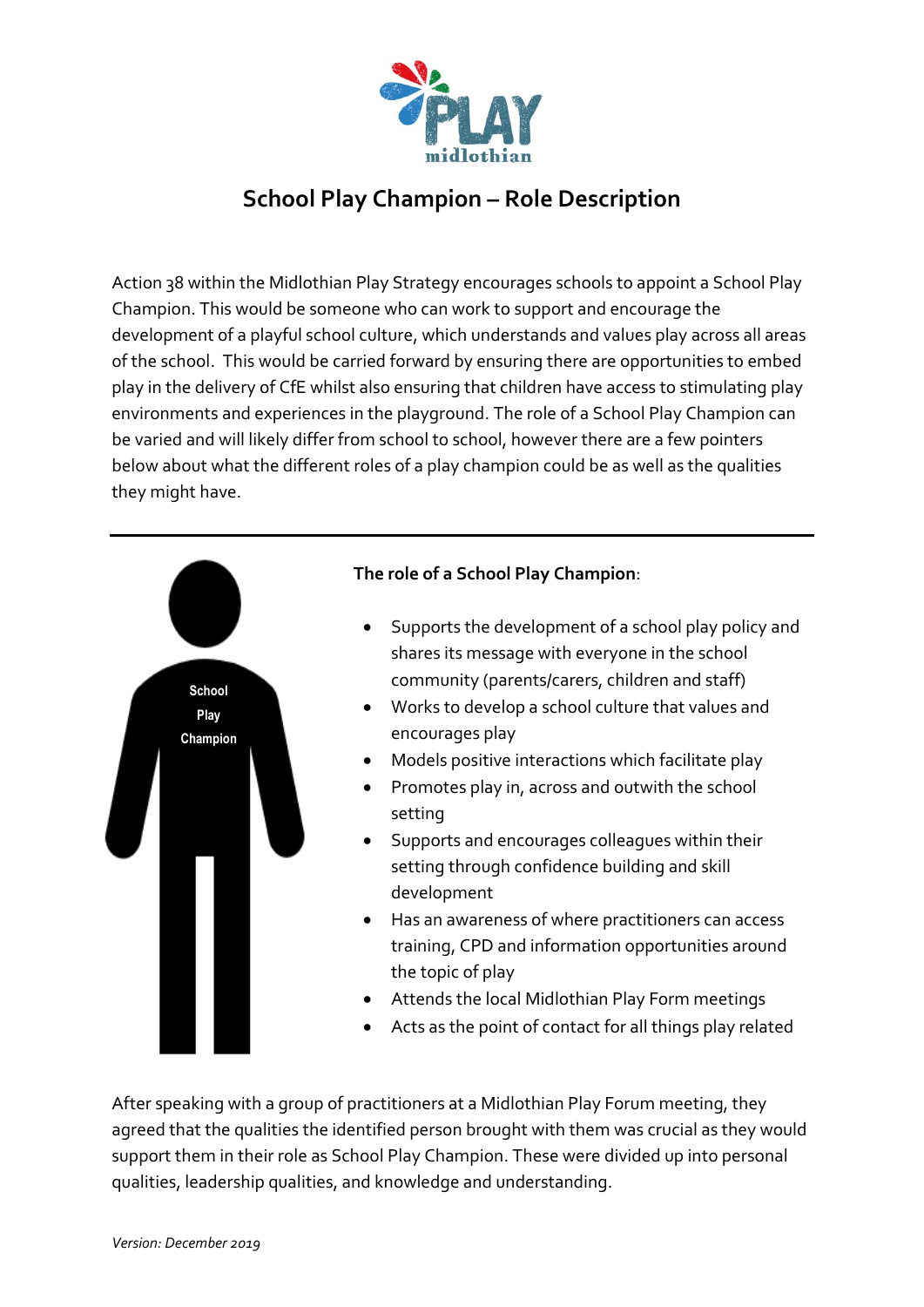# School Play Champion – Role Description

Action 38 within the Midlothian Play Strategy encourages schools to appoint a School Play Champion. This would be someone who can work to support and encourage the development of a playful school culture, which understands and values play across all areas of the school. This would be carried forward by ensuring there are opportunities to embed play in the delivery of CfE whilst also ensuring that children have access to stimulating play environments and experiences in the playground. The role of a School Play Champion can be varied and will likely differ from school to school, however there are a few pointers below about what the different roles of a play champion could be as well as the qualities they might have.

---

**The role of a School Play Champion**:

- Supports the development of a school play policy and shares its message with everyone in the school community (parents/carers, children and staff)
- Works to develop a school culture that values and encourages play
- Models positive interactions which facilitate play
- Promotes play in, across and outwith the school setting
- Supports and encourages colleagues within their setting through confidence building and skill development
- Has an awareness of where practitioners can access training, CPD and information opportunities around the topic of play
- Attends the local Midlothian Play Form meetings
- Acts as the point of contact for all things play related

After speaking with a group of practitioners at a Midlothian Play Forum meeting, they agreed that the qualities the identified person brought with them was crucial as they would support them in their role as School Play Champion. These were divided up into personal qualities, leadership qualities, and knowledge and understanding.

*Version: December 2019*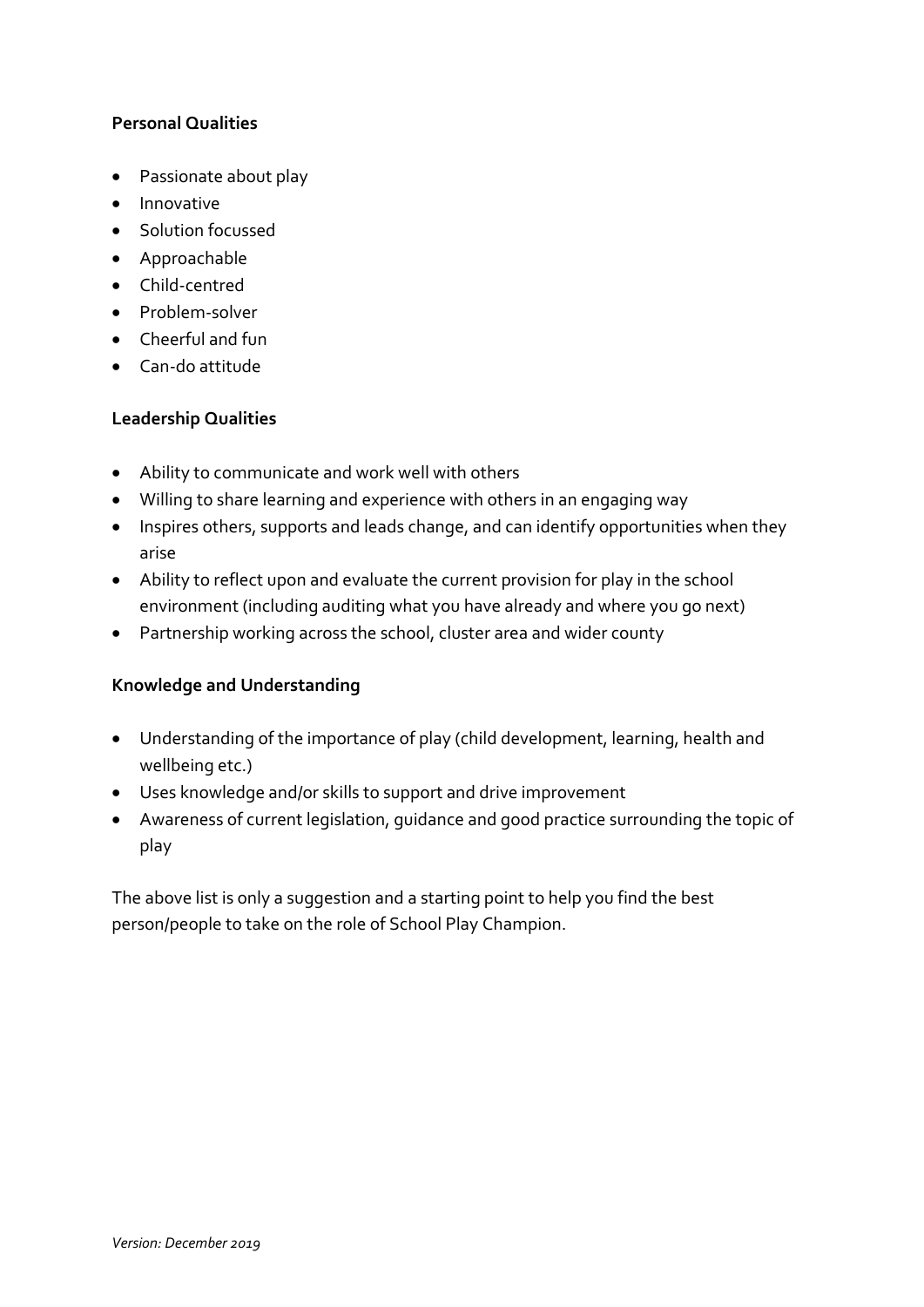**Personal Qualities**

- Passionate about play
- Innovative
- Solution focussed
- Approachable
- Child-centred
- Problem-solver
- Cheerful and fun
- Can-do attitude

**Leadership Qualities**

- Ability to communicate and work well with others
- Willing to share learning and experience with others in an engaging way
- Inspires others, supports and leads change, and can identify opportunities when they arise
- Ability to reflect upon and evaluate the current provision for play in the school environment (including auditing what you have already and where you go next)
- Partnership working across the school, cluster area and wider county

**Knowledge and Understanding**

- Understanding of the importance of play (child development, learning, health and wellbeing etc.)
- Uses knowledge and/or skills to support and drive improvement
- Awareness of current legislation, guidance and good practice surrounding the topic of play

The above list is only a suggestion and a starting point to help you find the best person/people to take on the role of School Play Champion.

*Version: December 2019*